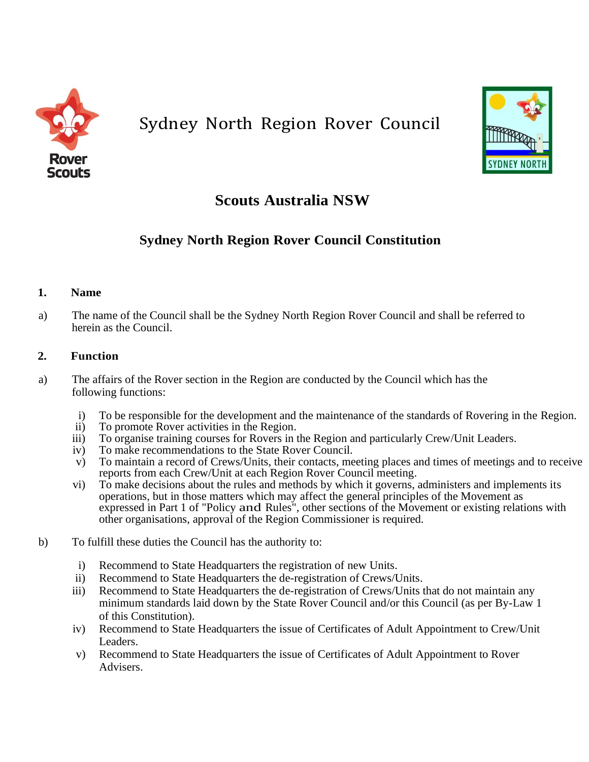# Sydney North Region Rover Council

## Scouts Australia NSW

## Sydney North Region Rover Council Constitution

### 1. Name

a) The name of the Council shall be the Sydney North Region Rover Council and shall be referred to herein as the Council.

### 2. Function

a) The affairs of the Rover section in the Region are conducted by the Council which has the following functions:

   i) To be responsible for the development and the maintenance of the standards of Rovering in the Region.
   ii) To promote Rover activities in the Region.
   iii) To organise training courses for Rovers in the Region and particularly Crew/Unit Leaders.
   iv) To make recommendations to the State Rover Council.
   v) To maintain a record of Crews/Units, their contacts, meeting places and times of meetings and to receive reports from each Crew/Unit at each Region Rover Council meeting.
   vi) To make decisions about the rules and methods by which it governs, administers and implements its operations, but in those matters which may affect the general principles of the Movement as expressed in Part 1 of "Policy and Rules", other sections of the Movement or existing relations with other organisations, approval of the Region Commissioner is required.

b) To fulfill these duties the Council has the authority to:

   i) Recommend to State Headquarters the registration of new Units.
   ii) Recommend to State Headquarters the de-registration of Crews/Units.
   iii) Recommend to State Headquarters the de-registration of Crews/Units that do not maintain any minimum standards laid down by the State Rover Council and/or this Council (as per By-Law 1 of this Constitution).
   iv) Recommend to State Headquarters the issue of Certificates of Adult Appointment to Crew/Unit Leaders.
   v) Recommend to State Headquarters the issue of Certificates of Adult Appointment to Rover Advisers.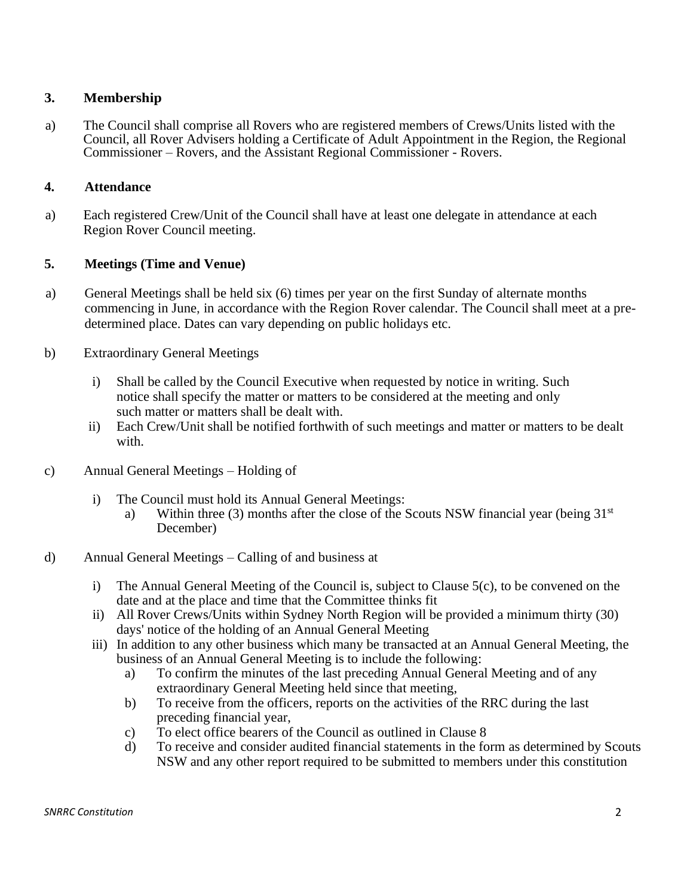### 3. Membership

a) The Council shall comprise all Rovers who are registered members of Crews/Units listed with the Council, all Rover Advisers holding a Certificate of Adult Appointment in the Region, the Regional Commissioner – Rovers, and the Assistant Regional Commissioner - Rovers.

### 4. Attendance

a) Each registered Crew/Unit of the Council shall have at least one delegate in attendance at each Region Rover Council meeting.

### 5. Meetings (Time and Venue)

a) General Meetings shall be held six (6) times per year on the first Sunday of alternate months commencing in June, in accordance with the Region Rover calendar. The Council shall meet at a pre-determined place. Dates can vary depending on public holidays etc.

b) Extraordinary General Meetings

   i) Shall be called by the Council Executive when requested by notice in writing. Such notice shall specify the matter or matters to be considered at the meeting and only such matter or matters shall be dealt with.
   ii) Each Crew/Unit shall be notified forthwith of such meetings and matter or matters to be dealt with.

c) Annual General Meetings – Holding of

   i) The Council must hold its Annual General Meetings:
      a) Within three (3) months after the close of the Scouts NSW financial year (being 31st December)

d) Annual General Meetings – Calling of and business at

   i) The Annual General Meeting of the Council is, subject to Clause 5(c), to be convened on the date and at the place and time that the Committee thinks fit
   ii) All Rover Crews/Units within Sydney North Region will be provided a minimum thirty (30) days' notice of the holding of an Annual General Meeting
   iii) In addition to any other business which many be transacted at an Annual General Meeting, the business of an Annual General Meeting is to include the following:
      a) To confirm the minutes of the last preceding Annual General Meeting and of any extraordinary General Meeting held since that meeting,
      b) To receive from the officers, reports on the activities of the RRC during the last preceding financial year,
      c) To elect office bearers of the Council as outlined in Clause 8
      d) To receive and consider audited financial statements in the form as determined by Scouts NSW and any other report required to be submitted to members under this constitution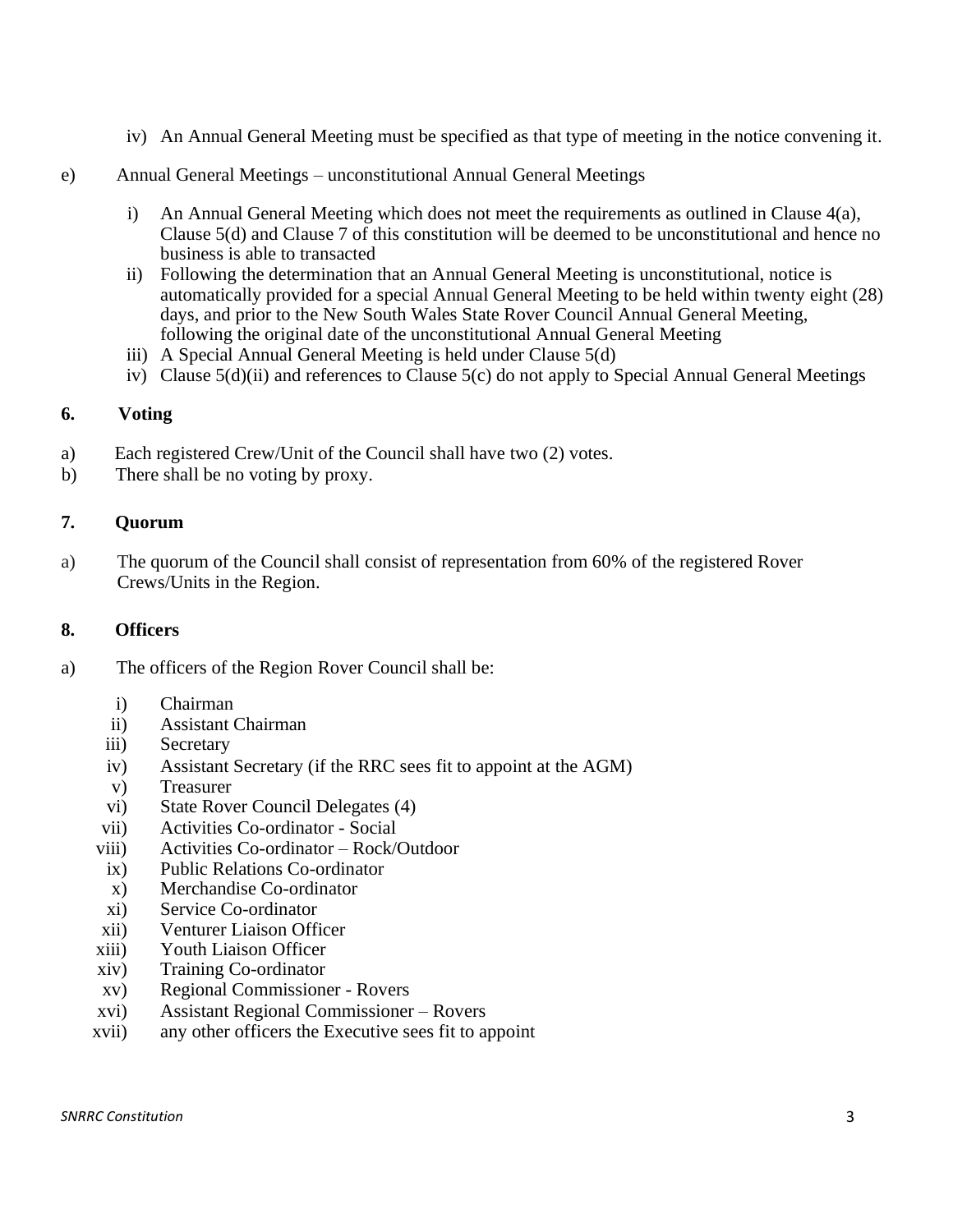iv) An Annual General Meeting must be specified as that type of meeting in the notice convening it.

e) Annual General Meetings – unconstitutional Annual General Meetings

i) An Annual General Meeting which does not meet the requirements as outlined in Clause 4(a), Clause 5(d) and Clause 7 of this constitution will be deemed to be unconstitutional and hence no business is able to transacted

ii) Following the determination that an Annual General Meeting is unconstitutional, notice is automatically provided for a special Annual General Meeting to be held within twenty eight (28) days, and prior to the New South Wales State Rover Council Annual General Meeting, following the original date of the unconstitutional Annual General Meeting

iii) A Special Annual General Meeting is held under Clause 5(d)

iv) Clause 5(d)(ii) and references to Clause 5(c) do not apply to Special Annual General Meetings

## 6. Voting

a) Each registered Crew/Unit of the Council shall have two (2) votes.

b) There shall be no voting by proxy.

## 7. Quorum

a) The quorum of the Council shall consist of representation from 60% of the registered Rover Crews/Units in the Region.

## 8. Officers

a) The officers of the Region Rover Council shall be:

i) Chairman
ii) Assistant Chairman
iii) Secretary
iv) Assistant Secretary (if the RRC sees fit to appoint at the AGM)
v) Treasurer
vi) State Rover Council Delegates (4)
vii) Activities Co-ordinator - Social
viii) Activities Co-ordinator – Rock/Outdoor
ix) Public Relations Co-ordinator
x) Merchandise Co-ordinator
xi) Service Co-ordinator
xii) Venturer Liaison Officer
xiii) Youth Liaison Officer
xiv) Training Co-ordinator
xv) Regional Commissioner - Rovers
xvi) Assistant Regional Commissioner – Rovers
xvii) any other officers the Executive sees fit to appoint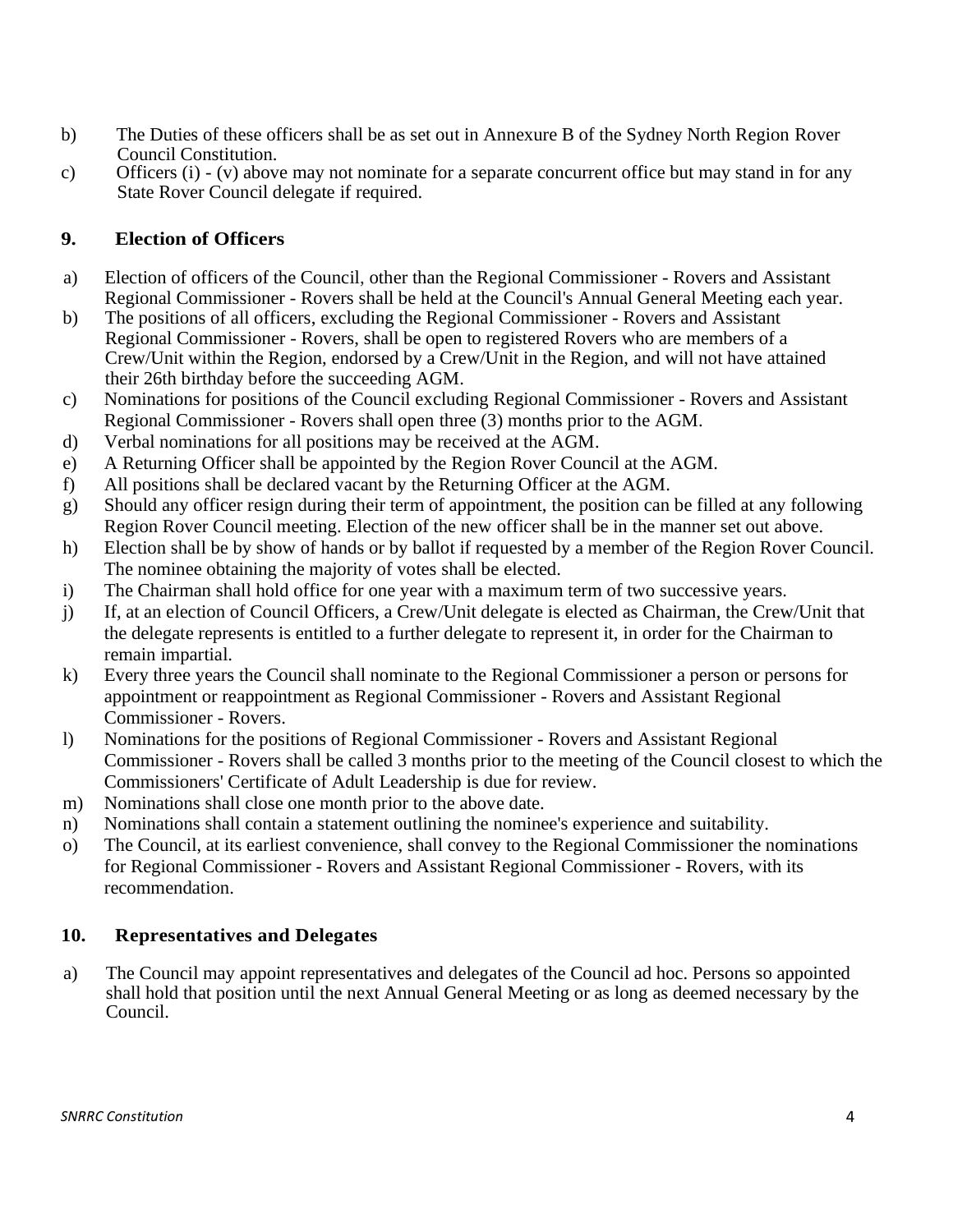b) The Duties of these officers shall be as set out in Annexure B of the Sydney North Region Rover Council Constitution.

c) Officers (i) - (v) above may not nominate for a separate concurrent office but may stand in for any State Rover Council delegate if required.

## 9. Election of Officers

a) Election of officers of the Council, other than the Regional Commissioner - Rovers and Assistant Regional Commissioner - Rovers shall be held at the Council's Annual General Meeting each year.

b) The positions of all officers, excluding the Regional Commissioner - Rovers and Assistant Regional Commissioner - Rovers, shall be open to registered Rovers who are members of a Crew/Unit within the Region, endorsed by a Crew/Unit in the Region, and will not have attained their 26th birthday before the succeeding AGM.

c) Nominations for positions of the Council excluding Regional Commissioner - Rovers and Assistant Regional Commissioner - Rovers shall open three (3) months prior to the AGM.

d) Verbal nominations for all positions may be received at the AGM.

e) A Returning Officer shall be appointed by the Region Rover Council at the AGM.

f) All positions shall be declared vacant by the Returning Officer at the AGM.

g) Should any officer resign during their term of appointment, the position can be filled at any following Region Rover Council meeting. Election of the new officer shall be in the manner set out above.

h) Election shall be by show of hands or by ballot if requested by a member of the Region Rover Council. The nominee obtaining the majority of votes shall be elected.

i) The Chairman shall hold office for one year with a maximum term of two successive years.

j) If, at an election of Council Officers, a Crew/Unit delegate is elected as Chairman, the Crew/Unit that the delegate represents is entitled to a further delegate to represent it, in order for the Chairman to remain impartial.

k) Every three years the Council shall nominate to the Regional Commissioner a person or persons for appointment or reappointment as Regional Commissioner - Rovers and Assistant Regional Commissioner - Rovers.

l) Nominations for the positions of Regional Commissioner - Rovers and Assistant Regional Commissioner - Rovers shall be called 3 months prior to the meeting of the Council closest to which the Commissioners' Certificate of Adult Leadership is due for review.

m) Nominations shall close one month prior to the above date.

n) Nominations shall contain a statement outlining the nominee's experience and suitability.

o) The Council, at its earliest convenience, shall convey to the Regional Commissioner the nominations for Regional Commissioner - Rovers and Assistant Regional Commissioner - Rovers, with its recommendation.

## 10. Representatives and Delegates

a) The Council may appoint representatives and delegates of the Council ad hoc. Persons so appointed shall hold that position until the next Annual General Meeting or as long as deemed necessary by the Council.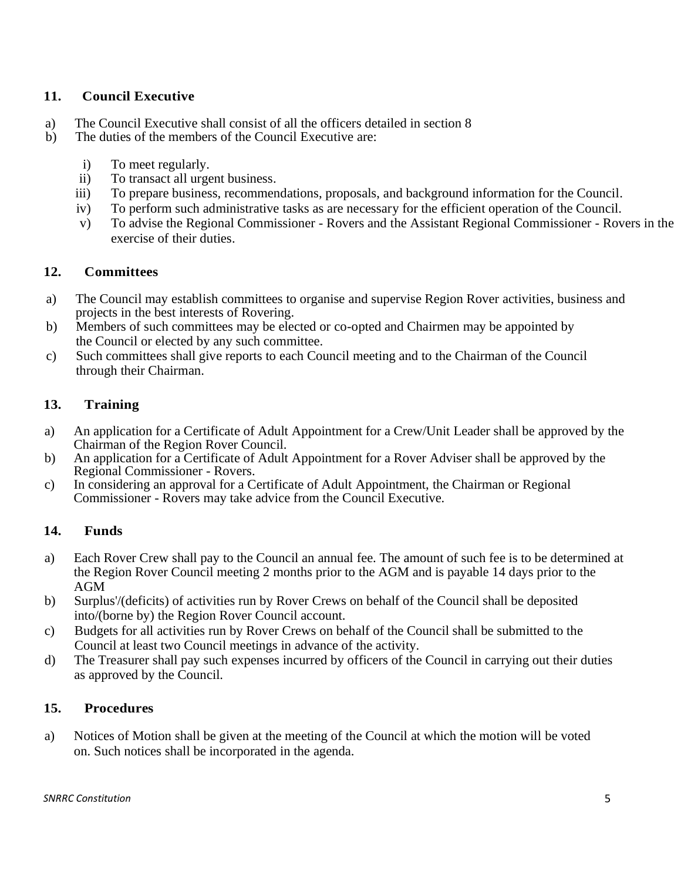## 11. Council Executive

a) The Council Executive shall consist of all the officers detailed in section 8
b) The duties of the members of the Council Executive are:

   i) To meet regularly.
   ii) To transact all urgent business.
   iii) To prepare business, recommendations, proposals, and background information for the Council.
   iv) To perform such administrative tasks as are necessary for the efficient operation of the Council.
   v) To advise the Regional Commissioner - Rovers and the Assistant Regional Commissioner - Rovers in the exercise of their duties.

## 12. Committees

a) The Council may establish committees to organise and supervise Region Rover activities, business and projects in the best interests of Rovering.
b) Members of such committees may be elected or co-opted and Chairmen may be appointed by the Council or elected by any such committee.
c) Such committees shall give reports to each Council meeting and to the Chairman of the Council through their Chairman.

## 13. Training

a) An application for a Certificate of Adult Appointment for a Crew/Unit Leader shall be approved by the Chairman of the Region Rover Council.
b) An application for a Certificate of Adult Appointment for a Rover Adviser shall be approved by the Regional Commissioner - Rovers.
c) In considering an approval for a Certificate of Adult Appointment, the Chairman or Regional Commissioner - Rovers may take advice from the Council Executive.

## 14. Funds

a) Each Rover Crew shall pay to the Council an annual fee. The amount of such fee is to be determined at the Region Rover Council meeting 2 months prior to the AGM and is payable 14 days prior to the AGM
b) Surplus'/(deficits) of activities run by Rover Crews on behalf of the Council shall be deposited into/(borne by) the Region Rover Council account.
c) Budgets for all activities run by Rover Crews on behalf of the Council shall be submitted to the Council at least two Council meetings in advance of the activity.
d) The Treasurer shall pay such expenses incurred by officers of the Council in carrying out their duties as approved by the Council.

## 15. Procedures

a) Notices of Motion shall be given at the meeting of the Council at which the motion will be voted on. Such notices shall be incorporated in the agenda.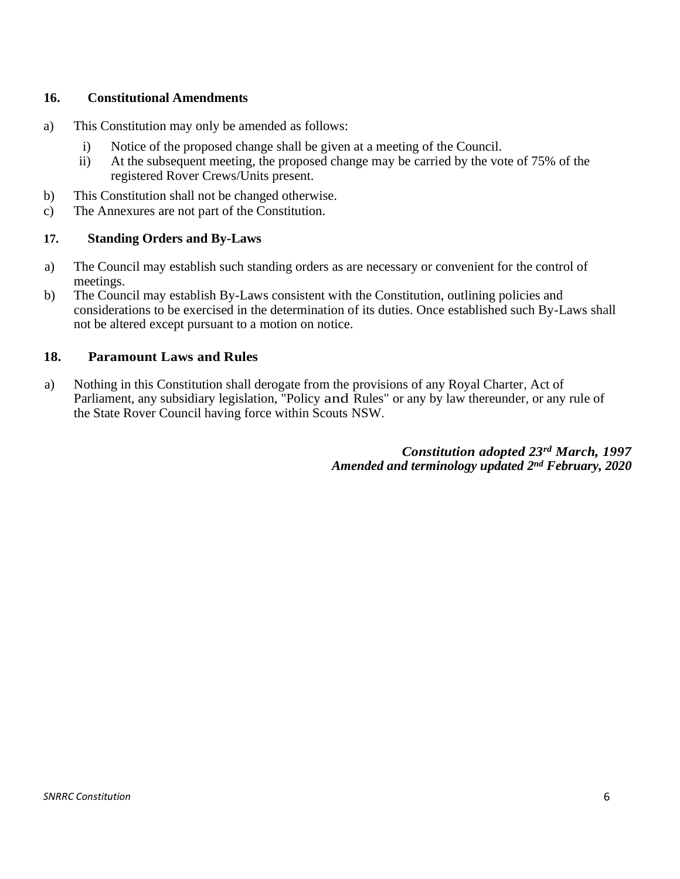## 16. Constitutional Amendments

a) This Constitution may only be amended as follows:

   i) Notice of the proposed change shall be given at a meeting of the Council.

   ii) At the subsequent meeting, the proposed change may be carried by the vote of 75% of the registered Rover Crews/Units present.

b) This Constitution shall not be changed otherwise.

c) The Annexures are not part of the Constitution.

## 17. Standing Orders and By-Laws

a) The Council may establish such standing orders as are necessary or convenient for the control of meetings.

b) The Council may establish By-Laws consistent with the Constitution, outlining policies and considerations to be exercised in the determination of its duties. Once established such By-Laws shall not be altered except pursuant to a motion on notice.

## 18. Paramount Laws and Rules

a) Nothing in this Constitution shall derogate from the provisions of any Royal Charter, Act of Parliament, any subsidiary legislation, "Policy and Rules" or any by law thereunder, or any rule of the State Rover Council having force within Scouts NSW.

***Constitution adopted 23rd March, 1997***
***Amended and terminology updated 2nd February, 2020***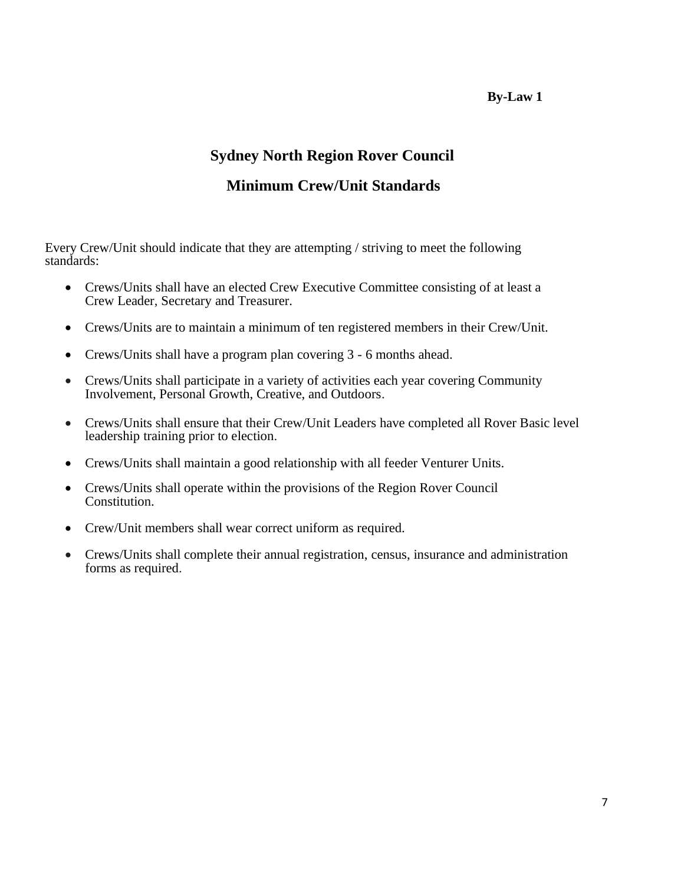**By-Law 1**

# Sydney North Region Rover Council

## Minimum Crew/Unit Standards

Every Crew/Unit should indicate that they are attempting / striving to meet the following standards:

- Crews/Units shall have an elected Crew Executive Committee consisting of at least a Crew Leader, Secretary and Treasurer.
- Crews/Units are to maintain a minimum of ten registered members in their Crew/Unit.
- Crews/Units shall have a program plan covering 3 - 6 months ahead.
- Crews/Units shall participate in a variety of activities each year covering Community Involvement, Personal Growth, Creative, and Outdoors.
- Crews/Units shall ensure that their Crew/Unit Leaders have completed all Rover Basic level leadership training prior to election.
- Crews/Units shall maintain a good relationship with all feeder Venturer Units.
- Crews/Units shall operate within the provisions of the Region Rover Council Constitution.
- Crew/Unit members shall wear correct uniform as required.
- Crews/Units shall complete their annual registration, census, insurance and administration forms as required.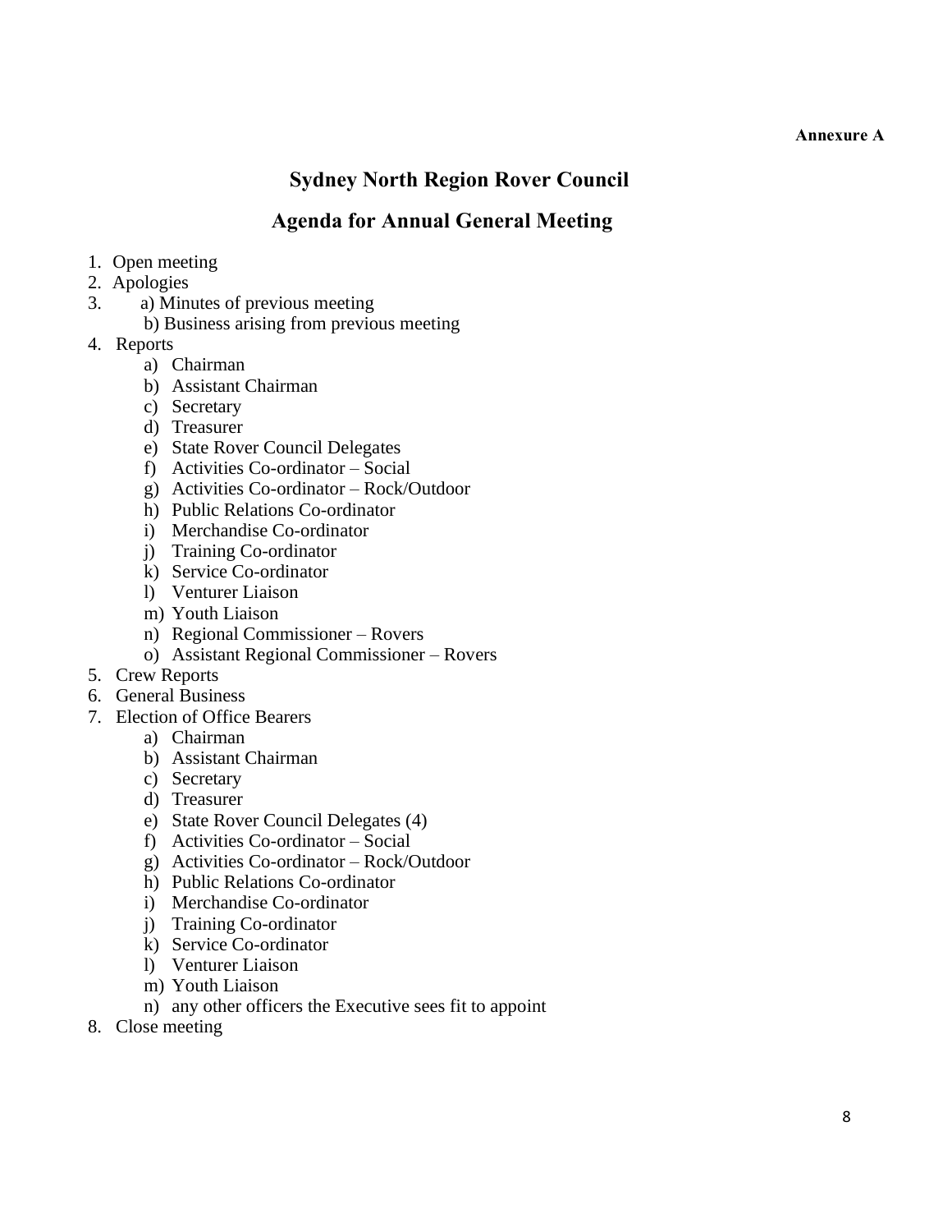**Annexure A**

## Sydney North Region Rover Council

## Agenda for Annual General Meeting

1. Open meeting
2. Apologies
3. a) Minutes of previous meeting
   b) Business arising from previous meeting
4. Reports
   a) Chairman
   b) Assistant Chairman
   c) Secretary
   d) Treasurer
   e) State Rover Council Delegates
   f) Activities Co-ordinator – Social
   g) Activities Co-ordinator – Rock/Outdoor
   h) Public Relations Co-ordinator
   i) Merchandise Co-ordinator
   j) Training Co-ordinator
   k) Service Co-ordinator
   l) Venturer Liaison
   m) Youth Liaison
   n) Regional Commissioner – Rovers
   o) Assistant Regional Commissioner – Rovers
5. Crew Reports
6. General Business
7. Election of Office Bearers
   a) Chairman
   b) Assistant Chairman
   c) Secretary
   d) Treasurer
   e) State Rover Council Delegates (4)
   f) Activities Co-ordinator – Social
   g) Activities Co-ordinator – Rock/Outdoor
   h) Public Relations Co-ordinator
   i) Merchandise Co-ordinator
   j) Training Co-ordinator
   k) Service Co-ordinator
   l) Venturer Liaison
   m) Youth Liaison
   n) any other officers the Executive sees fit to appoint
8. Close meeting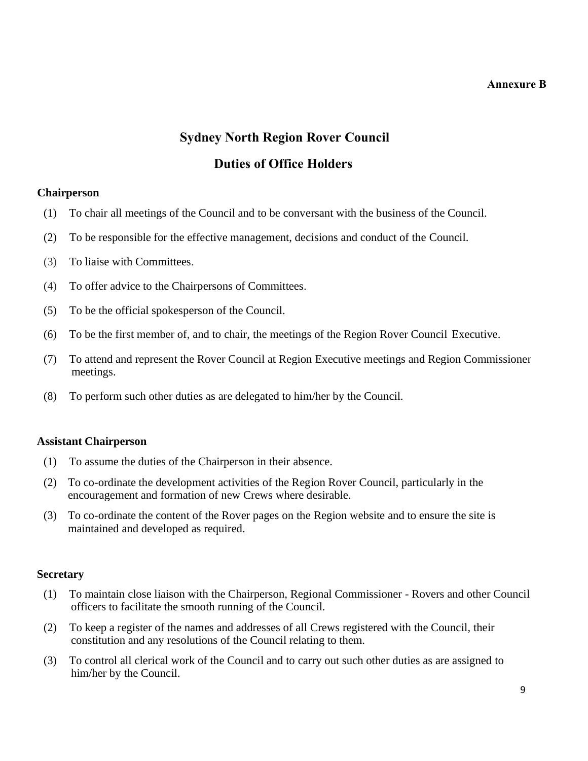**Annexure B**

# Sydney North Region Rover Council

## Duties of Office Holders

### Chairperson

(1) To chair all meetings of the Council and to be conversant with the business of the Council.

(2) To be responsible for the effective management, decisions and conduct of the Council.

(3) To liaise with Committees.

(4) To offer advice to the Chairpersons of Committees.

(5) To be the official spokesperson of the Council.

(6) To be the first member of, and to chair, the meetings of the Region Rover Council Executive.

(7) To attend and represent the Rover Council at Region Executive meetings and Region Commissioner meetings.

(8) To perform such other duties as are delegated to him/her by the Council.

### Assistant Chairperson

(1) To assume the duties of the Chairperson in their absence.

(2) To co-ordinate the development activities of the Region Rover Council, particularly in the encouragement and formation of new Crews where desirable.

(3) To co-ordinate the content of the Rover pages on the Region website and to ensure the site is maintained and developed as required.

### Secretary

(1) To maintain close liaison with the Chairperson, Regional Commissioner - Rovers and other Council officers to facilitate the smooth running of the Council.

(2) To keep a register of the names and addresses of all Crews registered with the Council, their constitution and any resolutions of the Council relating to them.

(3) To control all clerical work of the Council and to carry out such other duties as are assigned to him/her by the Council.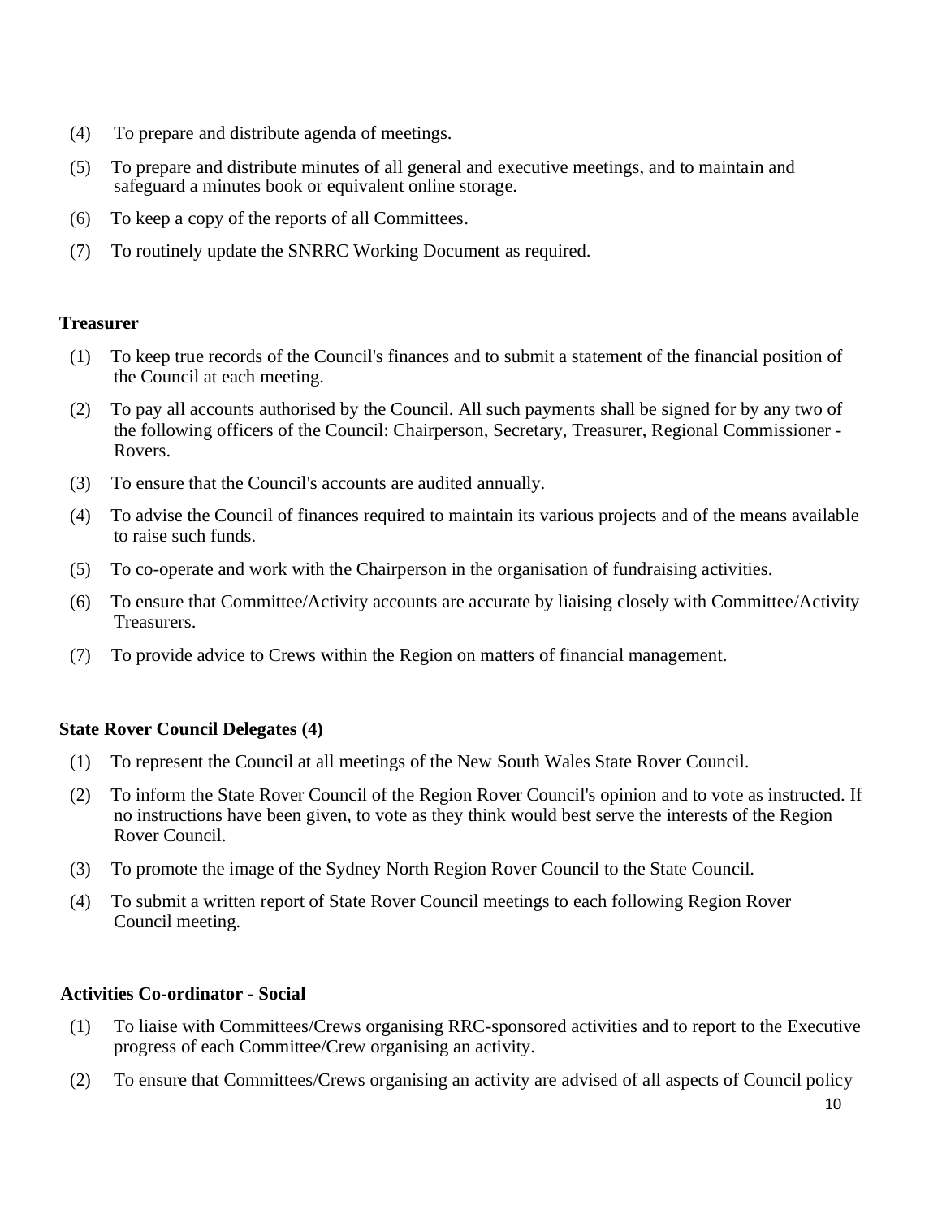(4) To prepare and distribute agenda of meetings.

(5) To prepare and distribute minutes of all general and executive meetings, and to maintain and safeguard a minutes book or equivalent online storage.

(6) To keep a copy of the reports of all Committees.

(7) To routinely update the SNRRC Working Document as required.

**Treasurer**

(1) To keep true records of the Council's finances and to submit a statement of the financial position of the Council at each meeting.

(2) To pay all accounts authorised by the Council. All such payments shall be signed for by any two of the following officers of the Council: Chairperson, Secretary, Treasurer, Regional Commissioner - Rovers.

(3) To ensure that the Council's accounts are audited annually.

(4) To advise the Council of finances required to maintain its various projects and of the means available to raise such funds.

(5) To co-operate and work with the Chairperson in the organisation of fundraising activities.

(6) To ensure that Committee/Activity accounts are accurate by liaising closely with Committee/Activity Treasurers.

(7) To provide advice to Crews within the Region on matters of financial management.

**State Rover Council Delegates (4)**

(1) To represent the Council at all meetings of the New South Wales State Rover Council.

(2) To inform the State Rover Council of the Region Rover Council's opinion and to vote as instructed. If no instructions have been given, to vote as they think would best serve the interests of the Region Rover Council.

(3) To promote the image of the Sydney North Region Rover Council to the State Council.

(4) To submit a written report of State Rover Council meetings to each following Region Rover Council meeting.

**Activities Co-ordinator - Social**

(1) To liaise with Committees/Crews organising RRC-sponsored activities and to report to the Executive progress of each Committee/Crew organising an activity.

(2) To ensure that Committees/Crews organising an activity are advised of all aspects of Council policy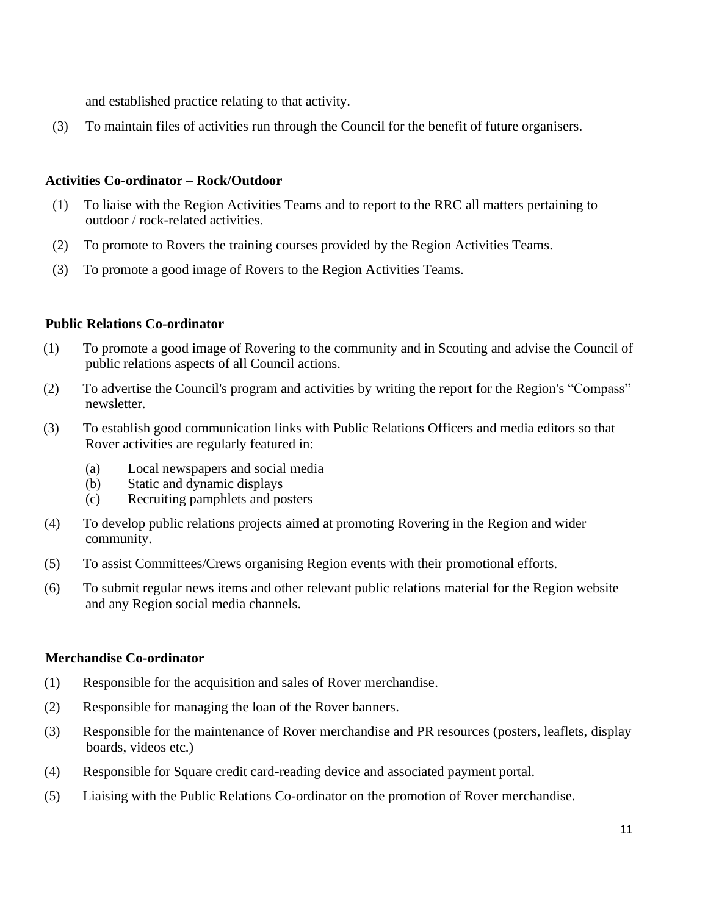and established practice relating to that activity.

(3) To maintain files of activities run through the Council for the benefit of future organisers.

**Activities Co-ordinator – Rock/Outdoor**

(1) To liaise with the Region Activities Teams and to report to the RRC all matters pertaining to outdoor / rock-related activities.

(2) To promote to Rovers the training courses provided by the Region Activities Teams.

(3) To promote a good image of Rovers to the Region Activities Teams.

**Public Relations Co-ordinator**

(1) To promote a good image of Rovering to the community and in Scouting and advise the Council of public relations aspects of all Council actions.

(2) To advertise the Council's program and activities by writing the report for the Region's "Compass" newsletter.

(3) To establish good communication links with Public Relations Officers and media editors so that Rover activities are regularly featured in:

  (a) Local newspapers and social media
  (b) Static and dynamic displays
  (c) Recruiting pamphlets and posters

(4) To develop public relations projects aimed at promoting Rovering in the Region and wider community.

(5) To assist Committees/Crews organising Region events with their promotional efforts.

(6) To submit regular news items and other relevant public relations material for the Region website and any Region social media channels.

**Merchandise Co-ordinator**

(1) Responsible for the acquisition and sales of Rover merchandise.

(2) Responsible for managing the loan of the Rover banners.

(3) Responsible for the maintenance of Rover merchandise and PR resources (posters, leaflets, display boards, videos etc.)

(4) Responsible for Square credit card-reading device and associated payment portal.

(5) Liaising with the Public Relations Co-ordinator on the promotion of Rover merchandise.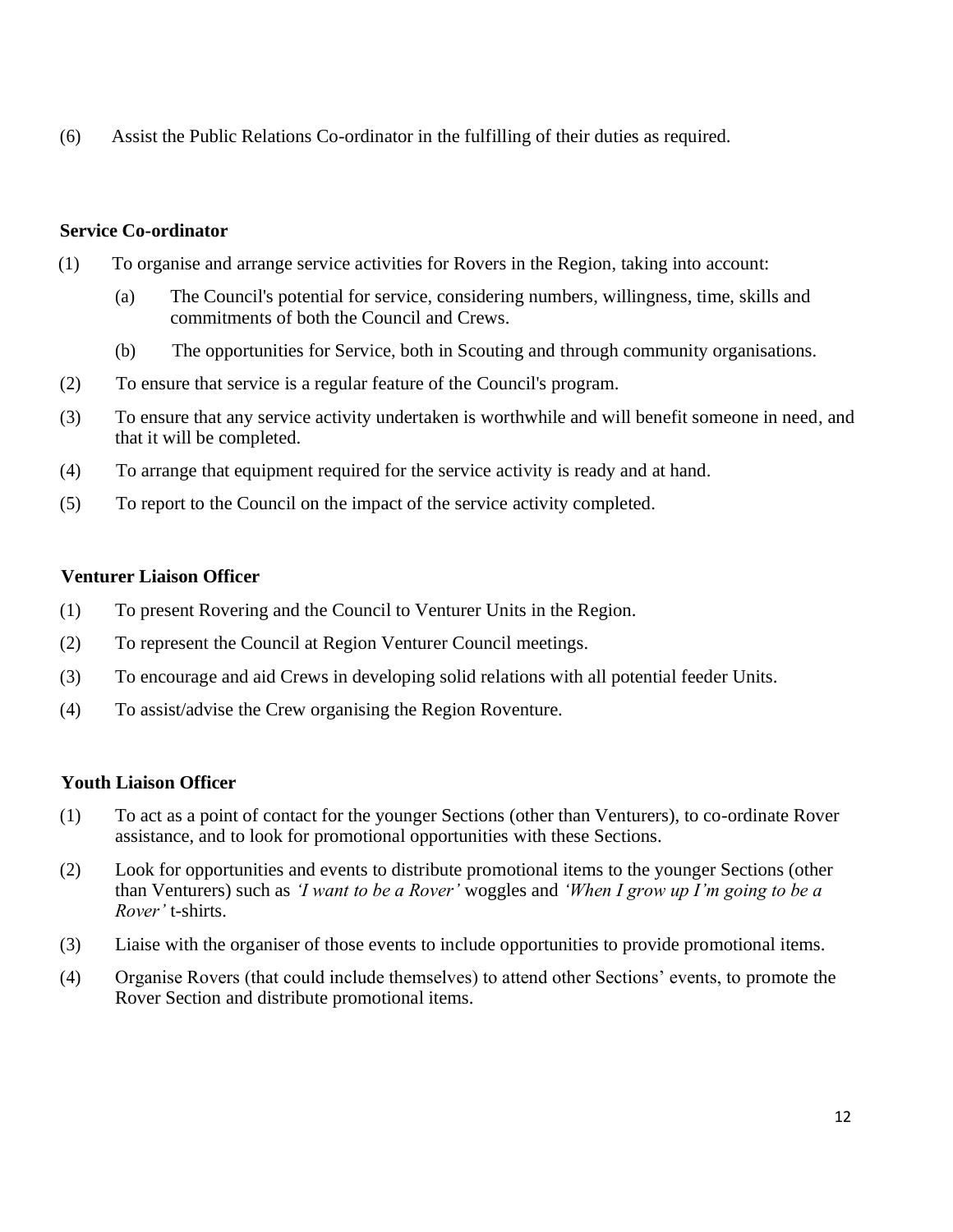(6) Assist the Public Relations Co-ordinator in the fulfilling of their duties as required.

**Service Co-ordinator**

(1) To organise and arrange service activities for Rovers in the Region, taking into account:

   (a) The Council's potential for service, considering numbers, willingness, time, skills and commitments of both the Council and Crews.

   (b) The opportunities for Service, both in Scouting and through community organisations.

(2) To ensure that service is a regular feature of the Council's program.

(3) To ensure that any service activity undertaken is worthwhile and will benefit someone in need, and that it will be completed.

(4) To arrange that equipment required for the service activity is ready and at hand.

(5) To report to the Council on the impact of the service activity completed.

**Venturer Liaison Officer**

(1) To present Rovering and the Council to Venturer Units in the Region.

(2) To represent the Council at Region Venturer Council meetings.

(3) To encourage and aid Crews in developing solid relations with all potential feeder Units.

(4) To assist/advise the Crew organising the Region Roventure.

**Youth Liaison Officer**

(1) To act as a point of contact for the younger Sections (other than Venturers), to co-ordinate Rover assistance, and to look for promotional opportunities with these Sections.

(2) Look for opportunities and events to distribute promotional items to the younger Sections (other than Venturers) such as *'I want to be a Rover'* woggles and *'When I grow up I'm going to be a Rover'* t-shirts.

(3) Liaise with the organiser of those events to include opportunities to provide promotional items.

(4) Organise Rovers (that could include themselves) to attend other Sections' events, to promote the Rover Section and distribute promotional items.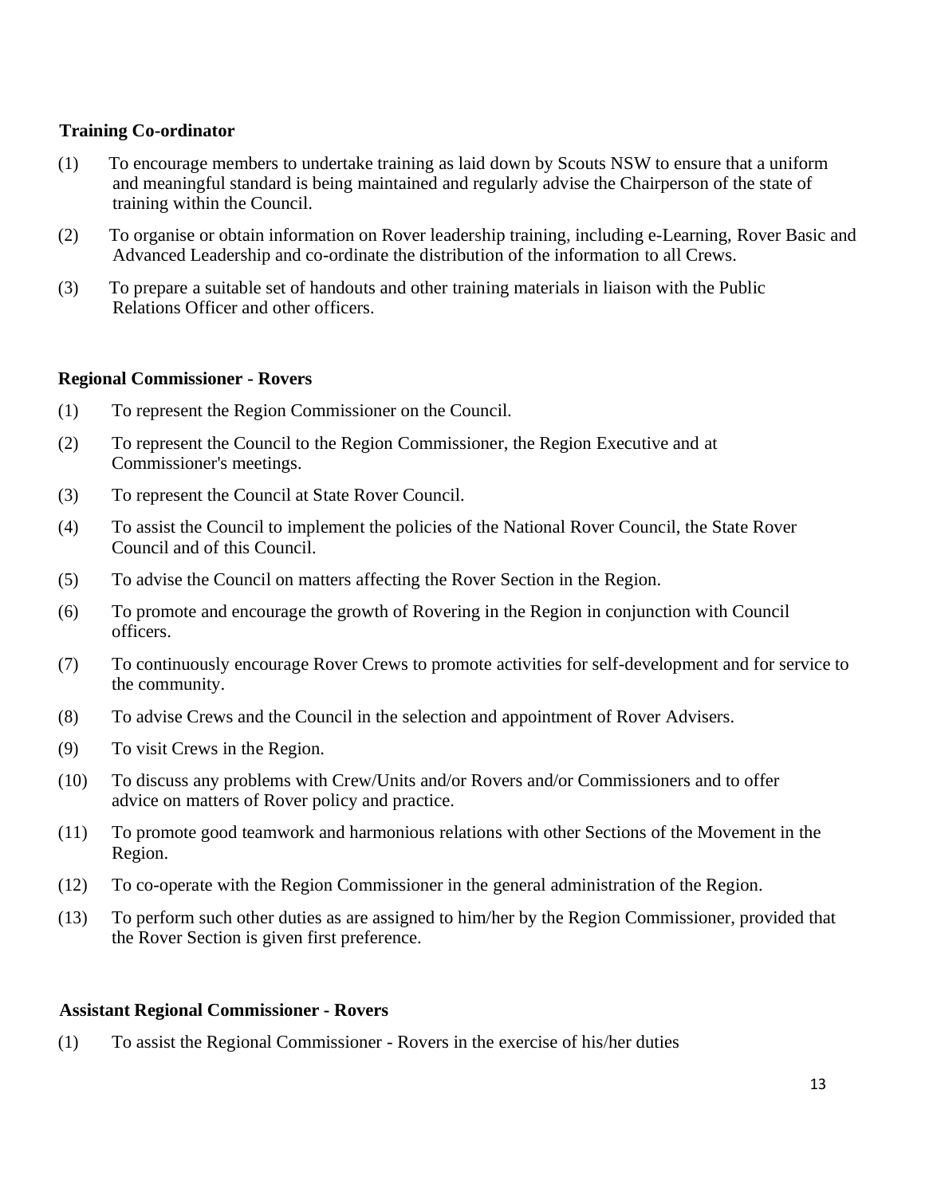**Training Co-ordinator**

(1) To encourage members to undertake training as laid down by Scouts NSW to ensure that a uniform and meaningful standard is being maintained and regularly advise the Chairperson of the state of training within the Council.

(2) To organise or obtain information on Rover leadership training, including e-Learning, Rover Basic and Advanced Leadership and co-ordinate the distribution of the information to all Crews.

(3) To prepare a suitable set of handouts and other training materials in liaison with the Public Relations Officer and other officers.

**Regional Commissioner - Rovers**

(1) To represent the Region Commissioner on the Council.

(2) To represent the Council to the Region Commissioner, the Region Executive and at Commissioner's meetings.

(3) To represent the Council at State Rover Council.

(4) To assist the Council to implement the policies of the National Rover Council, the State Rover Council and of this Council.

(5) To advise the Council on matters affecting the Rover Section in the Region.

(6) To promote and encourage the growth of Rovering in the Region in conjunction with Council officers.

(7) To continuously encourage Rover Crews to promote activities for self-development and for service to the community.

(8) To advise Crews and the Council in the selection and appointment of Rover Advisers.

(9) To visit Crews in the Region.

(10) To discuss any problems with Crew/Units and/or Rovers and/or Commissioners and to offer advice on matters of Rover policy and practice.

(11) To promote good teamwork and harmonious relations with other Sections of the Movement in the Region.

(12) To co-operate with the Region Commissioner in the general administration of the Region.

(13) To perform such other duties as are assigned to him/her by the Region Commissioner, provided that the Rover Section is given first preference.

**Assistant Regional Commissioner - Rovers**

(1) To assist the Regional Commissioner - Rovers in the exercise of his/her duties